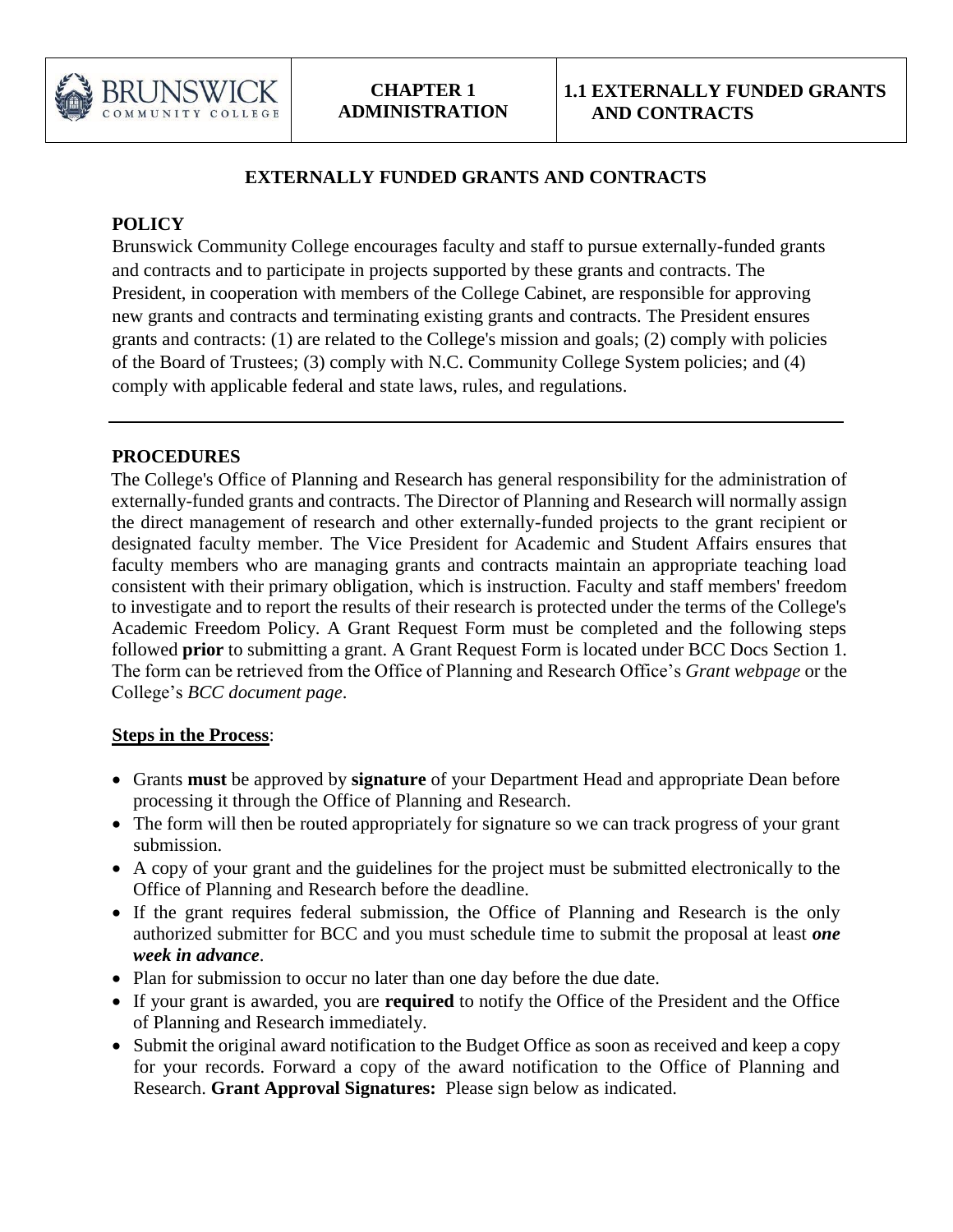| BRUNSWICK COMMUNITY COLLEGE | CHAPTER 1 ADMINISTRATION | 1.1 EXTERNALLY FUNDED GRANTS AND CONTRACTS |
| --- | --- | --- |

# EXTERNALLY FUNDED GRANTS AND CONTRACTS

## POLICY

Brunswick Community College encourages faculty and staff to pursue externally-funded grants and contracts and to participate in projects supported by these grants and contracts. The President, in cooperation with members of the College Cabinet, are responsible for approving new grants and contracts and terminating existing grants and contracts. The President ensures grants and contracts: (1) are related to the College's mission and goals; (2) comply with policies of the Board of Trustees; (3) comply with N.C. Community College System policies; and (4) comply with applicable federal and state laws, rules, and regulations.

---

## PROCEDURES

The College's Office of Planning and Research has general responsibility for the administration of externally-funded grants and contracts. The Director of Planning and Research will normally assign the direct management of research and other externally-funded projects to the grant recipient or designated faculty member. The Vice President for Academic and Student Affairs ensures that faculty members who are managing grants and contracts maintain an appropriate teaching load consistent with their primary obligation, which is instruction. Faculty and staff members' freedom to investigate and to report the results of their research is protected under the terms of the College's Academic Freedom Policy. A Grant Request Form must be completed and the following steps followed **prior** to submitting a grant. A Grant Request Form is located under BCC Docs Section 1. The form can be retrieved from the Office of Planning and Research Office's *Grant webpage* or the College's *BCC document page*.

**Steps in the Process**:

- Grants **must** be approved by **signature** of your Department Head and appropriate Dean before processing it through the Office of Planning and Research.
- The form will then be routed appropriately for signature so we can track progress of your grant submission.
- A copy of your grant and the guidelines for the project must be submitted electronically to the Office of Planning and Research before the deadline.
- If the grant requires federal submission, the Office of Planning and Research is the only authorized submitter for BCC and you must schedule time to submit the proposal at least ***one week in advance***.
- Plan for submission to occur no later than one day before the due date.
- If your grant is awarded, you are **required** to notify the Office of the President and the Office of Planning and Research immediately.
- Submit the original award notification to the Budget Office as soon as received and keep a copy for your records. Forward a copy of the award notification to the Office of Planning and Research. **Grant Approval Signatures:** Please sign below as indicated.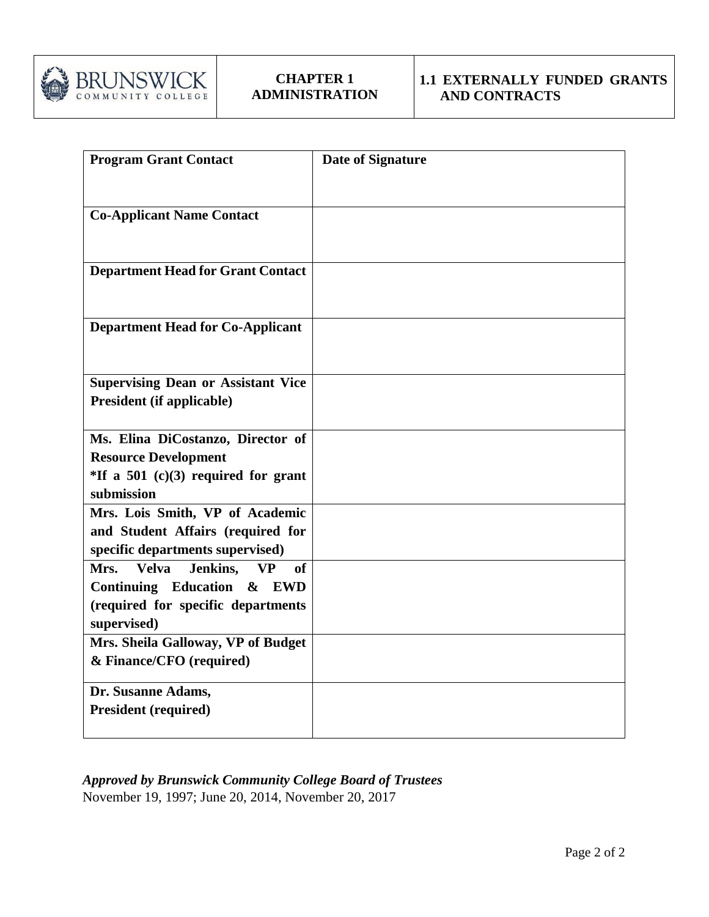| Program Grant Contact | Date of Signature |
| --- | --- |
| **Co-Applicant Name Contact** | |
| **Department Head for Grant Contact** | |
| **Department Head for Co-Applicant** | |
| **Supervising Dean or Assistant Vice President (if applicable)** | |
| **Ms. Elina DiCostanzo, Director of Resource Development** **\*If a 501 (c)(3) required for grant submission** | |
| **Mrs. Lois Smith, VP of Academic and Student Affairs (required for specific departments supervised)** | |
| **Mrs. Velva Jenkins, VP of Continuing Education & EWD (required for specific departments supervised)** | |
| **Mrs. Sheila Galloway, VP of Budget & Finance/CFO (required)** | |
| **Dr. Susanne Adams, President (required)** | |

***Approved by Brunswick Community College Board of Trustees***
November 19, 1997; June 20, 2014, November 20, 2017